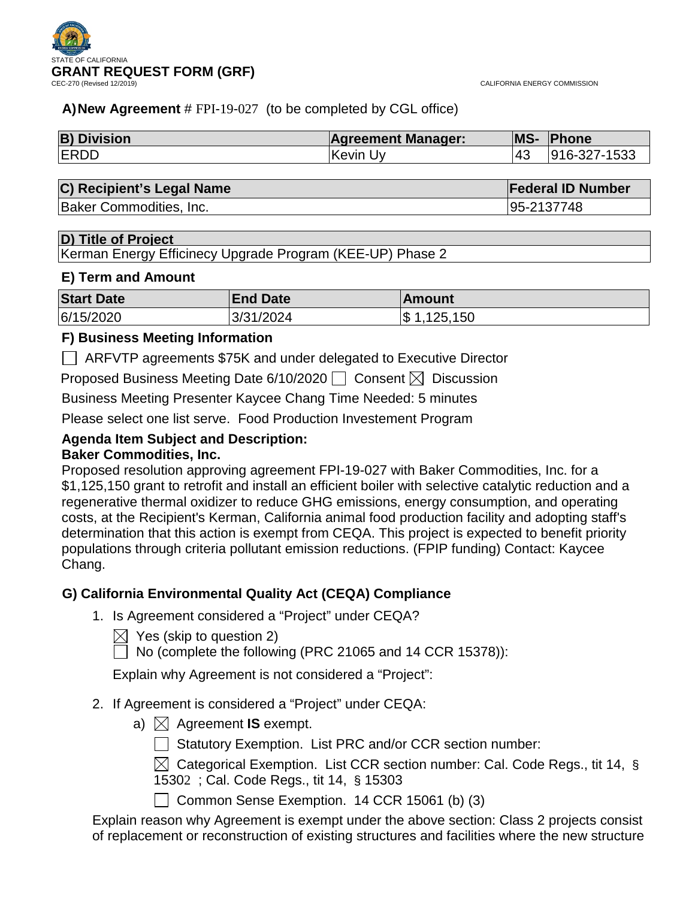STATE OF CALIFORNIA

# GRANT REQUEST FORM (GRF)

CEC-270 (Revised 12/2019)

CALIFORNIA ENERGY COMMISSION

**A) New Agreement** # FPI-19-027 (to be completed by CGL office)

| B) Division | Agreement Manager: | MS- | Phone |
|---|---|---|---|
| ERDD | Kevin Uy | 43 | 916-327-1533 |

| C) Recipient's Legal Name | Federal ID Number |
|---|---|
| Baker Commodities, Inc. | 95-2137748 |

| D) Title of Project |
|---|
| Kerman Energy Efficinecy Upgrade Program (KEE-UP) Phase 2 |

### E) Term and Amount

| Start Date | End Date | Amount |
|---|---|---|
| 6/15/2020 | 3/31/2024 | $ 1,125,150 |

### F) Business Meeting Information

☐ ARFVTP agreements $75K and under delegated to Executive Director

Proposed Business Meeting Date 6/10/2020 ☐ Consent ☒ Discussion

Business Meeting Presenter Kaycee Chang Time Needed: 5 minutes

Please select one list serve. Food Production Investement Program

**Agenda Item Subject and Description:**
**Baker Commodities, Inc.**
Proposed resolution approving agreement FPI-19-027 with Baker Commodities, Inc. for a $1,125,150 grant to retrofit and install an efficient boiler with selective catalytic reduction and a regenerative thermal oxidizer to reduce GHG emissions, energy consumption, and operating costs, at the Recipient's Kerman, California animal food production facility and adopting staff's determination that this action is exempt from CEQA. This project is expected to benefit priority populations through criteria pollutant emission reductions. (FPIP funding) Contact: Kaycee Chang.

### G) California Environmental Quality Act (CEQA) Compliance

1. Is Agreement considered a "Project" under CEQA?

   ☒ Yes (skip to question 2)

   ☐ No (complete the following (PRC 21065 and 14 CCR 15378)):

   Explain why Agreement is not considered a "Project":

2. If Agreement is considered a "Project" under CEQA:

   a) ☒ Agreement **IS** exempt.

      ☐ Statutory Exemption. List PRC and/or CCR section number:

      ☒ Categorical Exemption. List CCR section number: Cal. Code Regs., tit 14, § 15302 ; Cal. Code Regs., tit 14, § 15303

      ☐ Common Sense Exemption. 14 CCR 15061 (b) (3)

   Explain reason why Agreement is exempt under the above section: Class 2 projects consist of replacement or reconstruction of existing structures and facilities where the new structure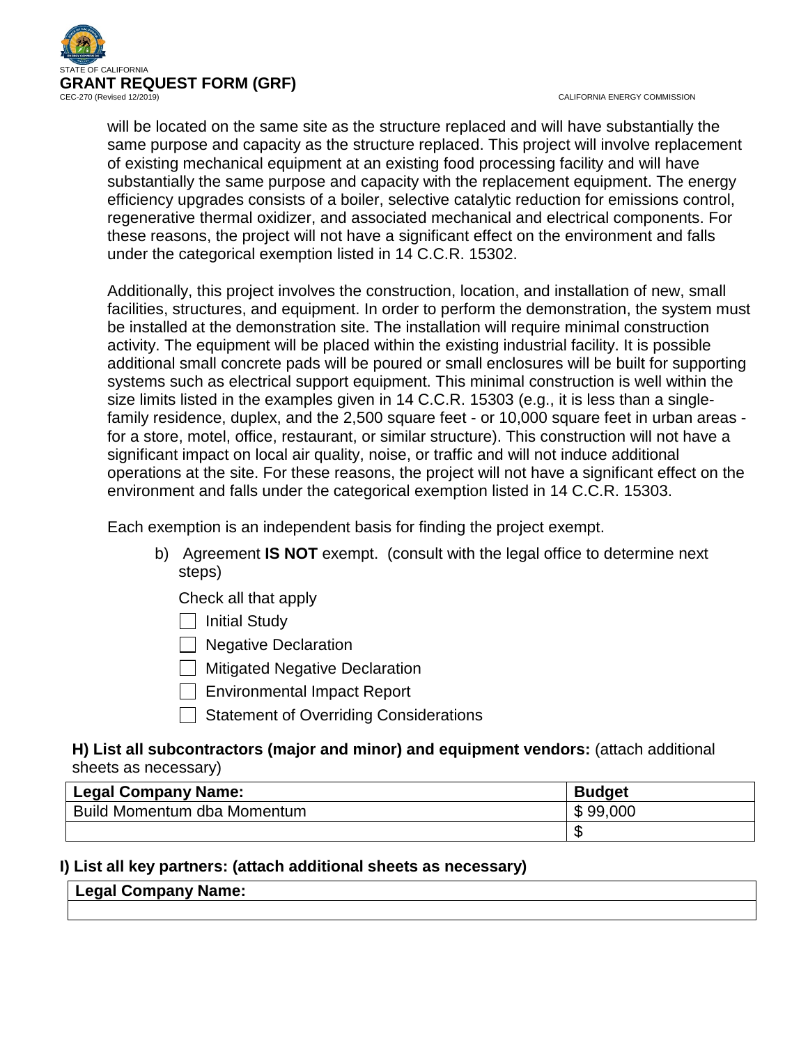will be located on the same site as the structure replaced and will have substantially the same purpose and capacity as the structure replaced. This project will involve replacement of existing mechanical equipment at an existing food processing facility and will have substantially the same purpose and capacity with the replacement equipment. The energy efficiency upgrades consists of a boiler, selective catalytic reduction for emissions control, regenerative thermal oxidizer, and associated mechanical and electrical components. For these reasons, the project will not have a significant effect on the environment and falls under the categorical exemption listed in 14 C.C.R. 15302.

Additionally, this project involves the construction, location, and installation of new, small facilities, structures, and equipment. In order to perform the demonstration, the system must be installed at the demonstration site. The installation will require minimal construction activity. The equipment will be placed within the existing industrial facility. It is possible additional small concrete pads will be poured or small enclosures will be built for supporting systems such as electrical support equipment. This minimal construction is well within the size limits listed in the examples given in 14 C.C.R. 15303 (e.g., it is less than a single-family residence, duplex, and the 2,500 square feet - or 10,000 square feet in urban areas - for a store, motel, office, restaurant, or similar structure). This construction will not have a significant impact on local air quality, noise, or traffic and will not induce additional operations at the site. For these reasons, the project will not have a significant effect on the environment and falls under the categorical exemption listed in 14 C.C.R. 15303.

Each exemption is an independent basis for finding the project exempt.

b) Agreement **IS NOT** exempt. (consult with the legal office to determine next steps)

Check all that apply

- [ ] Initial Study
- [ ] Negative Declaration
- [ ] Mitigated Negative Declaration
- [ ] Environmental Impact Report
- [ ] Statement of Overriding Considerations

**H) List all subcontractors (major and minor) and equipment vendors:** (attach additional sheets as necessary)

| **Legal Company Name:** | **Budget** |
|---|---|
| Build Momentum dba Momentum | $ 99,000 |
| | $ |

**I) List all key partners: (attach additional sheets as necessary)**

| **Legal Company Name:** |
|---|
| |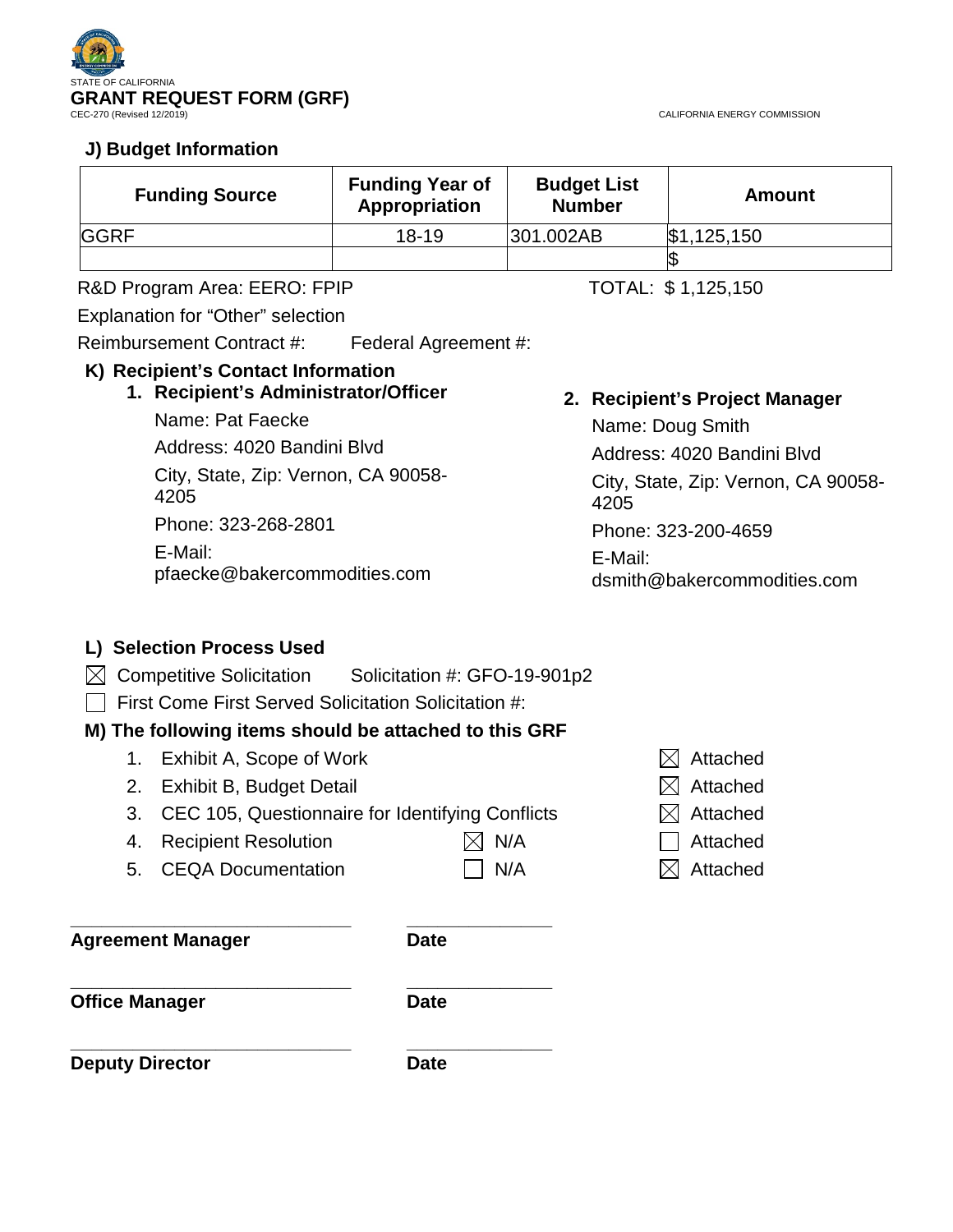STATE OF CALIFORNIA

# GRANT REQUEST FORM (GRF)

CEC-270 (Revised 12/2019)

CALIFORNIA ENERGY COMMISSION

### J) Budget Information

| Funding Source | Funding Year of Appropriation | Budget List Number | Amount |
|---|---|---|---|
| GGRF | 18-19 | 301.002AB | $1,125,150 |
| | | | $ |

R&D Program Area: EERO: FPIP

TOTAL: $ 1,125,150

Explanation for "Other" selection

Reimbursement Contract #: Federal Agreement #:

### K) Recipient's Contact Information

**1. Recipient's Administrator/Officer**

Name: Pat Faecke

Address: 4020 Bandini Blvd

City, State, Zip: Vernon, CA 90058-4205

Phone: 323-268-2801

E-Mail: pfaecke@bakercommodities.com

**2. Recipient's Project Manager**

Name: Doug Smith

Address: 4020 Bandini Blvd

City, State, Zip: Vernon, CA 90058-4205

Phone: 323-200-4659

E-Mail: dsmith@bakercommodities.com

### L) Selection Process Used

☒ Competitive Solicitation Solicitation #: GFO-19-901p2

☐ First Come First Served Solicitation Solicitation #:

### M) The following items should be attached to this GRF

| | Item | N/A | Attached |
|---|---|---|---|
| 1. | Exhibit A, Scope of Work | | ☒ Attached |
| 2. | Exhibit B, Budget Detail | | ☒ Attached |
| 3. | CEC 105, Questionnaire for Identifying Conflicts | | ☒ Attached |
| 4. | Recipient Resolution | ☒ N/A | ☐ Attached |
| 5. | CEQA Documentation | ☐ N/A | ☒ Attached |

_______________________________ _______________

**Agreement Manager** **Date**

_______________________________ _______________

**Office Manager** **Date**

_______________________________ _______________

**Deputy Director** **Date**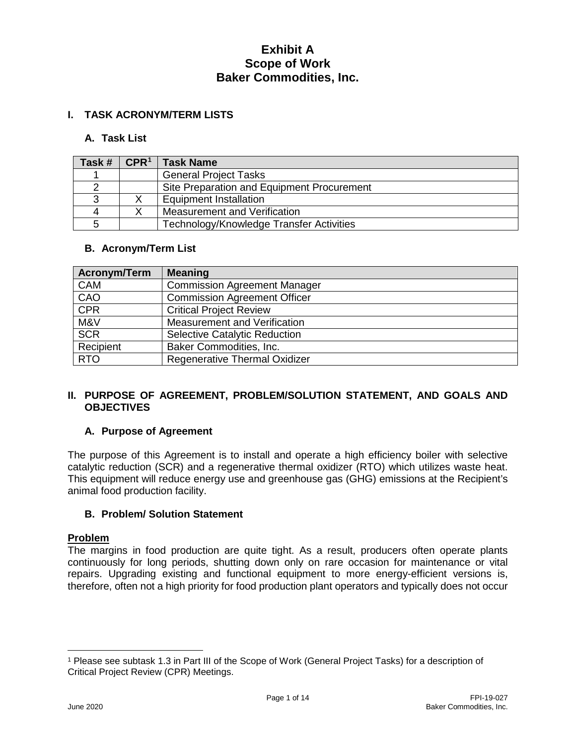# Exhibit A
# Scope of Work
# Baker Commodities, Inc.

## I. TASK ACRONYM/TERM LISTS

### A. Task List

| Task # | CPR[1] | Task Name |
|---|---|---|
| 1 | | General Project Tasks |
| 2 | | Site Preparation and Equipment Procurement |
| 3 | X | Equipment Installation |
| 4 | X | Measurement and Verification |
| 5 | | Technology/Knowledge Transfer Activities |

### B. Acronym/Term List

| Acronym/Term | Meaning |
|---|---|
| CAM | Commission Agreement Manager |
| CAO | Commission Agreement Officer |
| CPR | Critical Project Review |
| M&V | Measurement and Verification |
| SCR | Selective Catalytic Reduction |
| Recipient | Baker Commodities, Inc. |
| RTO | Regenerative Thermal Oxidizer |

## II. PURPOSE OF AGREEMENT, PROBLEM/SOLUTION STATEMENT, AND GOALS AND OBJECTIVES

### A. Purpose of Agreement

The purpose of this Agreement is to install and operate a high efficiency boiler with selective catalytic reduction (SCR) and a regenerative thermal oxidizer (RTO) which utilizes waste heat. This equipment will reduce energy use and greenhouse gas (GHG) emissions at the Recipient's animal food production facility.

### B. Problem/ Solution Statement

**Problem**

The margins in food production are quite tight. As a result, producers often operate plants continuously for long periods, shutting down only on rare occasion for maintenance or vital repairs. Upgrading existing and functional equipment to more energy-efficient versions is, therefore, often not a high priority for food production plant operators and typically does not occur

[1] Please see subtask 1.3 in Part III of the Scope of Work (General Project Tasks) for a description of Critical Project Review (CPR) Meetings.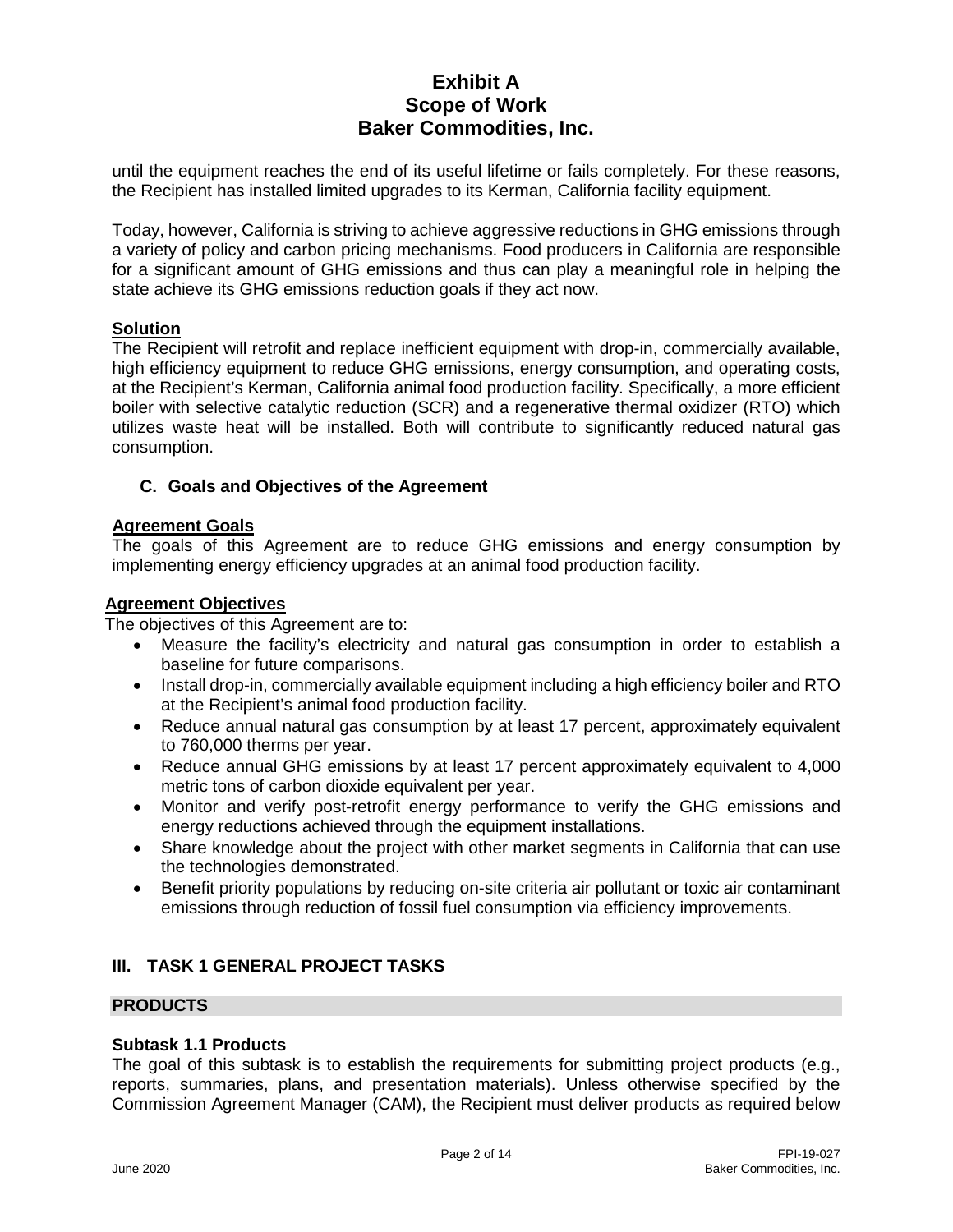until the equipment reaches the end of its useful lifetime or fails completely. For these reasons, the Recipient has installed limited upgrades to its Kerman, California facility equipment.

Today, however, California is striving to achieve aggressive reductions in GHG emissions through a variety of policy and carbon pricing mechanisms. Food producers in California are responsible for a significant amount of GHG emissions and thus can play a meaningful role in helping the state achieve its GHG emissions reduction goals if they act now.

**Solution**

The Recipient will retrofit and replace inefficient equipment with drop-in, commercially available, high efficiency equipment to reduce GHG emissions, energy consumption, and operating costs, at the Recipient's Kerman, California animal food production facility. Specifically, a more efficient boiler with selective catalytic reduction (SCR) and a regenerative thermal oxidizer (RTO) which utilizes waste heat will be installed. Both will contribute to significantly reduced natural gas consumption.

### C. Goals and Objectives of the Agreement

**Agreement Goals**

The goals of this Agreement are to reduce GHG emissions and energy consumption by implementing energy efficiency upgrades at an animal food production facility.

**Agreement Objectives**

The objectives of this Agreement are to:

- Measure the facility's electricity and natural gas consumption in order to establish a baseline for future comparisons.
- Install drop-in, commercially available equipment including a high efficiency boiler and RTO at the Recipient's animal food production facility.
- Reduce annual natural gas consumption by at least 17 percent, approximately equivalent to 760,000 therms per year.
- Reduce annual GHG emissions by at least 17 percent approximately equivalent to 4,000 metric tons of carbon dioxide equivalent per year.
- Monitor and verify post-retrofit energy performance to verify the GHG emissions and energy reductions achieved through the equipment installations.
- Share knowledge about the project with other market segments in California that can use the technologies demonstrated.
- Benefit priority populations by reducing on-site criteria air pollutant or toxic air contaminant emissions through reduction of fossil fuel consumption via efficiency improvements.

## III. TASK 1 GENERAL PROJECT TASKS

### PRODUCTS

#### Subtask 1.1 Products

The goal of this subtask is to establish the requirements for submitting project products (e.g., reports, summaries, plans, and presentation materials). Unless otherwise specified by the Commission Agreement Manager (CAM), the Recipient must deliver products as required below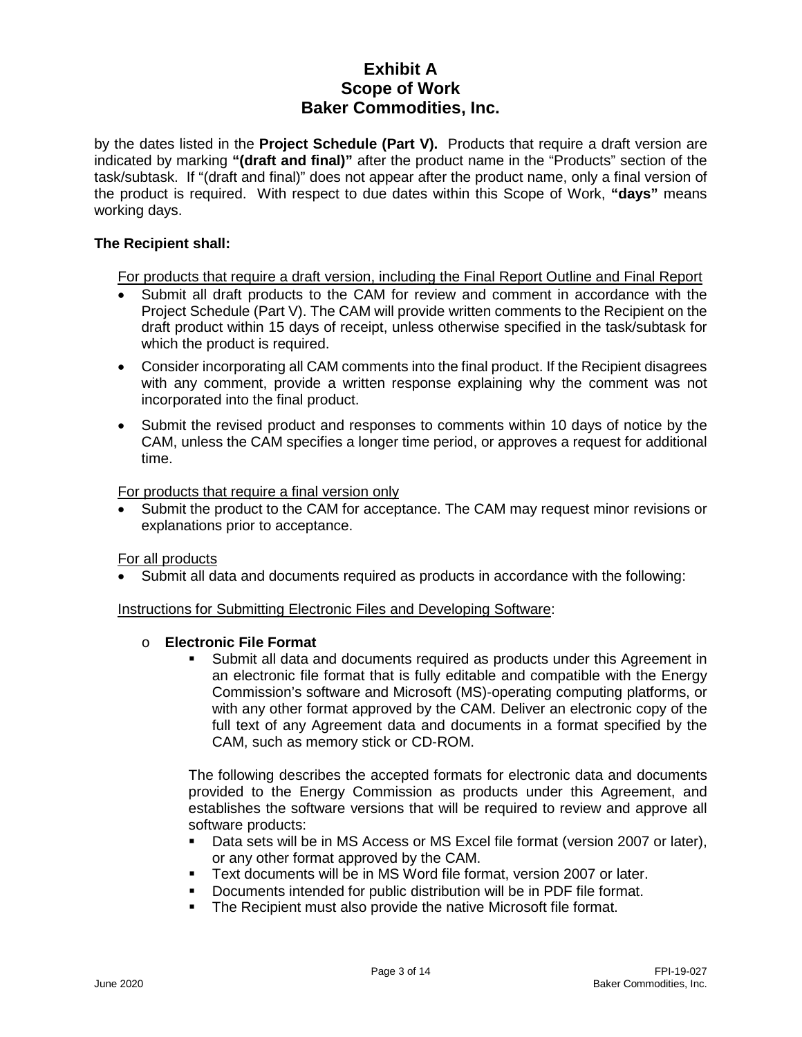by the dates listed in the **Project Schedule (Part V).** Products that require a draft version are indicated by marking **"(draft and final)"** after the product name in the "Products" section of the task/subtask. If "(draft and final)" does not appear after the product name, only a final version of the product is required. With respect to due dates within this Scope of Work, **"days"** means working days.

**The Recipient shall:**

For products that require a draft version, including the Final Report Outline and Final Report

- Submit all draft products to the CAM for review and comment in accordance with the Project Schedule (Part V). The CAM will provide written comments to the Recipient on the draft product within 15 days of receipt, unless otherwise specified in the task/subtask for which the product is required.
- Consider incorporating all CAM comments into the final product. If the Recipient disagrees with any comment, provide a written response explaining why the comment was not incorporated into the final product.
- Submit the revised product and responses to comments within 10 days of notice by the CAM, unless the CAM specifies a longer time period, or approves a request for additional time.

For products that require a final version only

- Submit the product to the CAM for acceptance. The CAM may request minor revisions or explanations prior to acceptance.

For all products

- Submit all data and documents required as products in accordance with the following:

Instructions for Submitting Electronic Files and Developing Software:

- **Electronic File Format**
  - Submit all data and documents required as products under this Agreement in an electronic file format that is fully editable and compatible with the Energy Commission's software and Microsoft (MS)-operating computing platforms, or with any other format approved by the CAM. Deliver an electronic copy of the full text of any Agreement data and documents in a format specified by the CAM, such as memory stick or CD-ROM.

  The following describes the accepted formats for electronic data and documents provided to the Energy Commission as products under this Agreement, and establishes the software versions that will be required to review and approve all software products:

  - Data sets will be in MS Access or MS Excel file format (version 2007 or later), or any other format approved by the CAM.
  - Text documents will be in MS Word file format, version 2007 or later.
  - Documents intended for public distribution will be in PDF file format.
  - The Recipient must also provide the native Microsoft file format.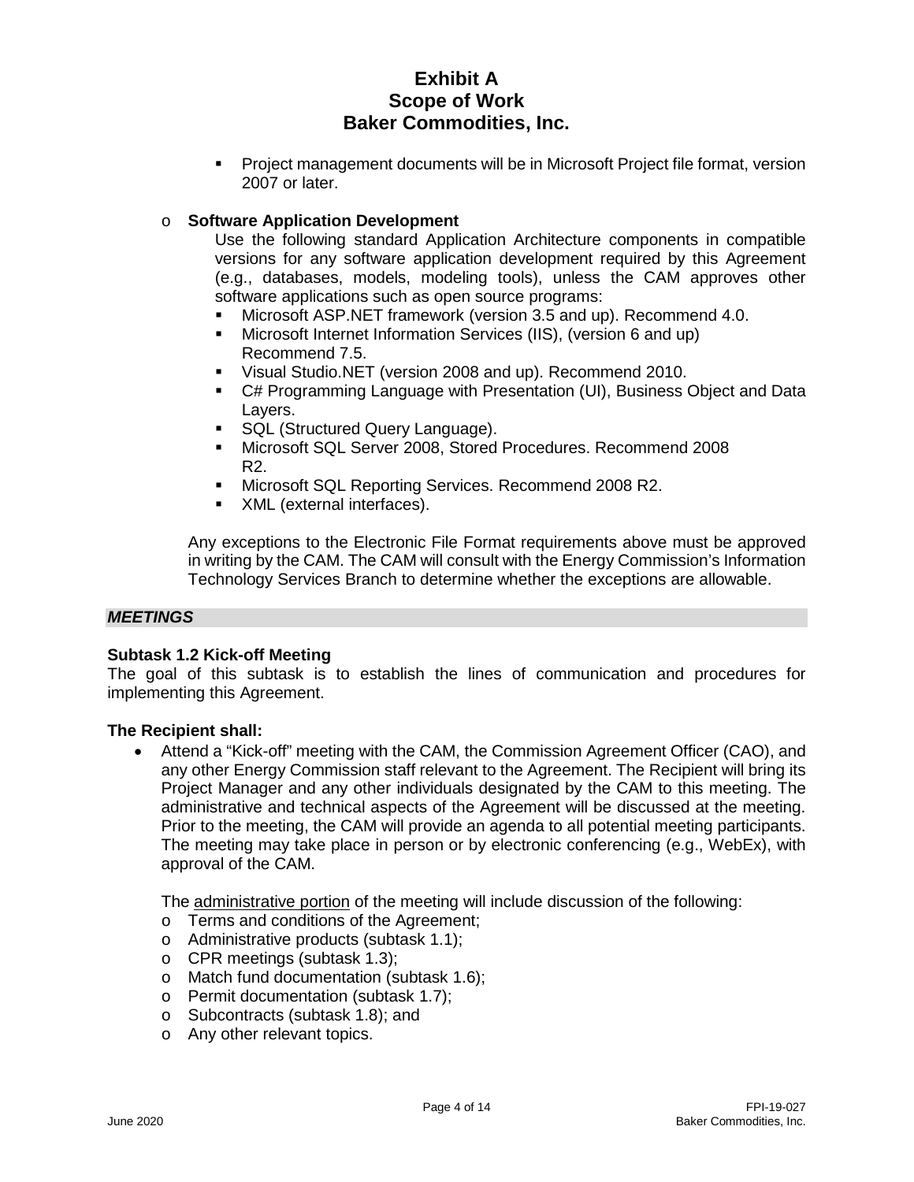- Project management documents will be in Microsoft Project file format, version 2007 or later.

- **Software Application Development**

  Use the following standard Application Architecture components in compatible versions for any software application development required by this Agreement (e.g., databases, models, modeling tools), unless the CAM approves other software applications such as open source programs:
  - Microsoft ASP.NET framework (version 3.5 and up). Recommend 4.0.
  - Microsoft Internet Information Services (IIS), (version 6 and up) Recommend 7.5.
  - Visual Studio.NET (version 2008 and up). Recommend 2010.
  - C# Programming Language with Presentation (UI), Business Object and Data Layers.
  - SQL (Structured Query Language).
  - Microsoft SQL Server 2008, Stored Procedures. Recommend 2008 R2.
  - Microsoft SQL Reporting Services. Recommend 2008 R2.
  - XML (external interfaces).

Any exceptions to the Electronic File Format requirements above must be approved in writing by the CAM. The CAM will consult with the Energy Commission's Information Technology Services Branch to determine whether the exceptions are allowable.

***MEETINGS***

**Subtask 1.2 Kick-off Meeting**

The goal of this subtask is to establish the lines of communication and procedures for implementing this Agreement.

**The Recipient shall:**

- Attend a "Kick-off" meeting with the CAM, the Commission Agreement Officer (CAO), and any other Energy Commission staff relevant to the Agreement. The Recipient will bring its Project Manager and any other individuals designated by the CAM to this meeting. The administrative and technical aspects of the Agreement will be discussed at the meeting. Prior to the meeting, the CAM will provide an agenda to all potential meeting participants. The meeting may take place in person or by electronic conferencing (e.g., WebEx), with approval of the CAM.

  The <u>administrative portion</u> of the meeting will include discussion of the following:
  - Terms and conditions of the Agreement;
  - Administrative products (subtask 1.1);
  - CPR meetings (subtask 1.3);
  - Match fund documentation (subtask 1.6);
  - Permit documentation (subtask 1.7);
  - Subcontracts (subtask 1.8); and
  - Any other relevant topics.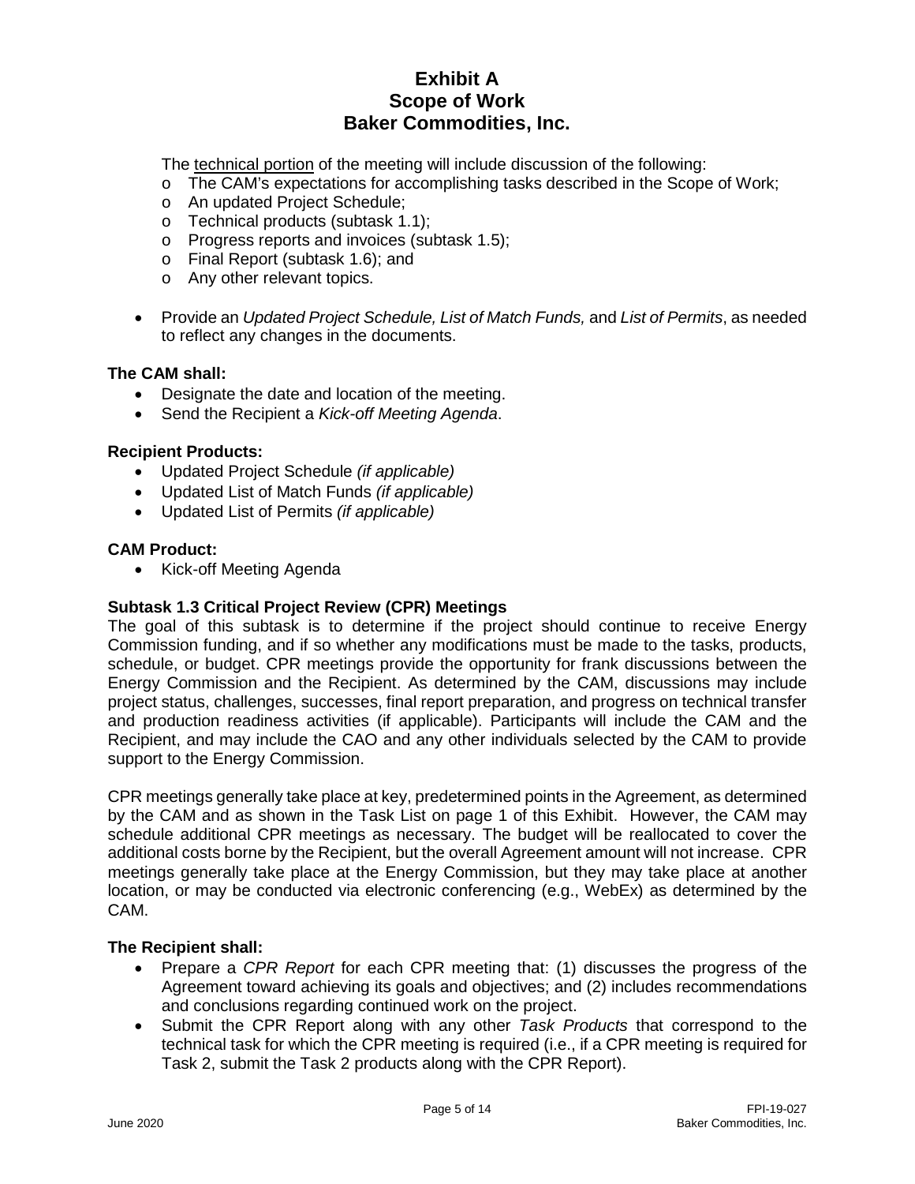The <u>technical portion</u> of the meeting will include discussion of the following:

- The CAM's expectations for accomplishing tasks described in the Scope of Work;
- An updated Project Schedule;
- Technical products (subtask 1.1);
- Progress reports and invoices (subtask 1.5);
- Final Report (subtask 1.6); and
- Any other relevant topics.

- Provide an *Updated Project Schedule, List of Match Funds,* and *List of Permits*, as needed to reflect any changes in the documents.

**The CAM shall:**

- Designate the date and location of the meeting.
- Send the Recipient a *Kick-off Meeting Agenda*.

**Recipient Products:**

- Updated Project Schedule *(if applicable)*
- Updated List of Match Funds *(if applicable)*
- Updated List of Permits *(if applicable)*

**CAM Product:**

- Kick-off Meeting Agenda

### Subtask 1.3 Critical Project Review (CPR) Meetings

The goal of this subtask is to determine if the project should continue to receive Energy Commission funding, and if so whether any modifications must be made to the tasks, products, schedule, or budget. CPR meetings provide the opportunity for frank discussions between the Energy Commission and the Recipient. As determined by the CAM, discussions may include project status, challenges, successes, final report preparation, and progress on technical transfer and production readiness activities (if applicable). Participants will include the CAM and the Recipient, and may include the CAO and any other individuals selected by the CAM to provide support to the Energy Commission.

CPR meetings generally take place at key, predetermined points in the Agreement, as determined by the CAM and as shown in the Task List on page 1 of this Exhibit. However, the CAM may schedule additional CPR meetings as necessary. The budget will be reallocated to cover the additional costs borne by the Recipient, but the overall Agreement amount will not increase. CPR meetings generally take place at the Energy Commission, but they may take place at another location, or may be conducted via electronic conferencing (e.g., WebEx) as determined by the CAM.

**The Recipient shall:**

- Prepare a *CPR Report* for each CPR meeting that: (1) discusses the progress of the Agreement toward achieving its goals and objectives; and (2) includes recommendations and conclusions regarding continued work on the project.
- Submit the CPR Report along with any other *Task Products* that correspond to the technical task for which the CPR meeting is required (i.e., if a CPR meeting is required for Task 2, submit the Task 2 products along with the CPR Report).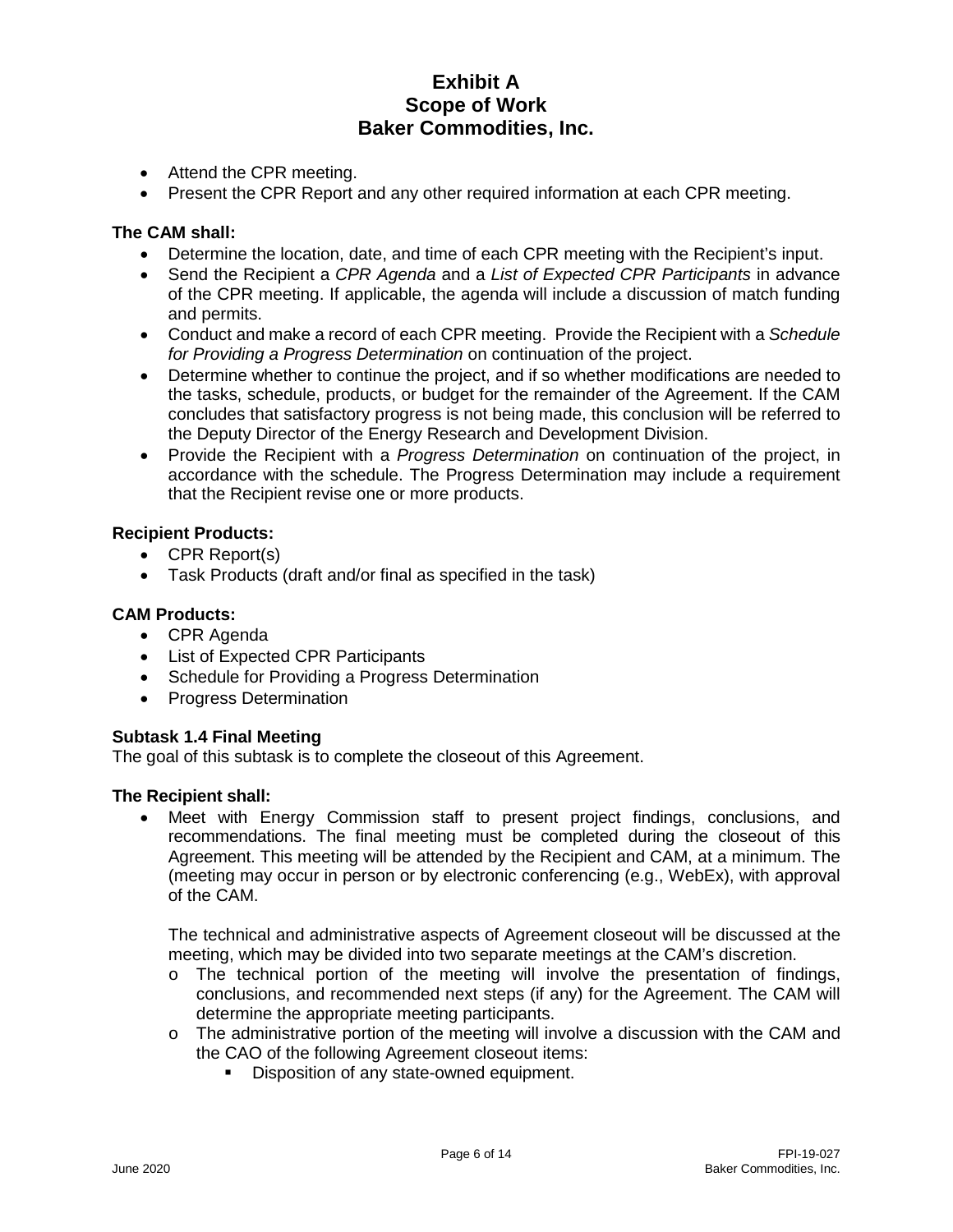- Attend the CPR meeting.
- Present the CPR Report and any other required information at each CPR meeting.

**The CAM shall:**

- Determine the location, date, and time of each CPR meeting with the Recipient's input.
- Send the Recipient a *CPR Agenda* and a *List of Expected CPR Participants* in advance of the CPR meeting. If applicable, the agenda will include a discussion of match funding and permits.
- Conduct and make a record of each CPR meeting. Provide the Recipient with a *Schedule for Providing a Progress Determination* on continuation of the project.
- Determine whether to continue the project, and if so whether modifications are needed to the tasks, schedule, products, or budget for the remainder of the Agreement. If the CAM concludes that satisfactory progress is not being made, this conclusion will be referred to the Deputy Director of the Energy Research and Development Division.
- Provide the Recipient with a *Progress Determination* on continuation of the project, in accordance with the schedule. The Progress Determination may include a requirement that the Recipient revise one or more products.

**Recipient Products:**

- CPR Report(s)
- Task Products (draft and/or final as specified in the task)

**CAM Products:**

- CPR Agenda
- List of Expected CPR Participants
- Schedule for Providing a Progress Determination
- Progress Determination

**Subtask 1.4 Final Meeting**

The goal of this subtask is to complete the closeout of this Agreement.

**The Recipient shall:**

- Meet with Energy Commission staff to present project findings, conclusions, and recommendations. The final meeting must be completed during the closeout of this Agreement. This meeting will be attended by the Recipient and CAM, at a minimum. The (meeting may occur in person or by electronic conferencing (e.g., WebEx), with approval of the CAM.

  The technical and administrative aspects of Agreement closeout will be discussed at the meeting, which may be divided into two separate meetings at the CAM's discretion.
  - The technical portion of the meeting will involve the presentation of findings, conclusions, and recommended next steps (if any) for the Agreement. The CAM will determine the appropriate meeting participants.
  - The administrative portion of the meeting will involve a discussion with the CAM and the CAO of the following Agreement closeout items:
    - Disposition of any state-owned equipment.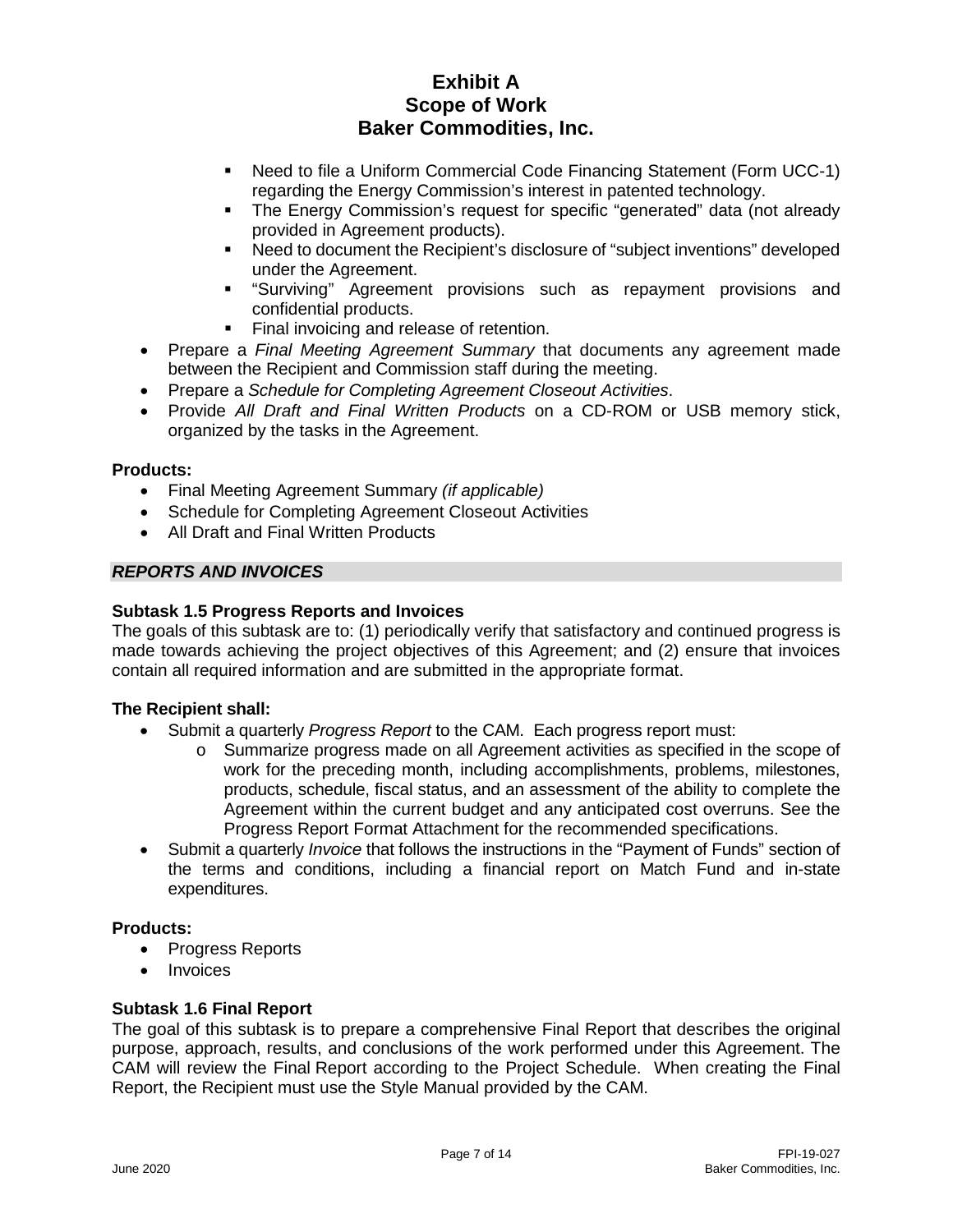- Need to file a Uniform Commercial Code Financing Statement (Form UCC-1) regarding the Energy Commission's interest in patented technology.
- The Energy Commission's request for specific "generated" data (not already provided in Agreement products).
- Need to document the Recipient's disclosure of "subject inventions" developed under the Agreement.
- "Surviving" Agreement provisions such as repayment provisions and confidential products.
- Final invoicing and release of retention.

- Prepare a *Final Meeting Agreement Summary* that documents any agreement made between the Recipient and Commission staff during the meeting.
- Prepare a *Schedule for Completing Agreement Closeout Activities*.
- Provide *All Draft and Final Written Products* on a CD-ROM or USB memory stick, organized by the tasks in the Agreement.

**Products:**

- Final Meeting Agreement Summary *(if applicable)*
- Schedule for Completing Agreement Closeout Activities
- All Draft and Final Written Products

### *REPORTS AND INVOICES*

**Subtask 1.5 Progress Reports and Invoices**

The goals of this subtask are to: (1) periodically verify that satisfactory and continued progress is made towards achieving the project objectives of this Agreement; and (2) ensure that invoices contain all required information and are submitted in the appropriate format.

**The Recipient shall:**

- Submit a quarterly *Progress Report* to the CAM. Each progress report must:
  - Summarize progress made on all Agreement activities as specified in the scope of work for the preceding month, including accomplishments, problems, milestones, products, schedule, fiscal status, and an assessment of the ability to complete the Agreement within the current budget and any anticipated cost overruns. See the Progress Report Format Attachment for the recommended specifications.
- Submit a quarterly *Invoice* that follows the instructions in the "Payment of Funds" section of the terms and conditions, including a financial report on Match Fund and in-state expenditures.

**Products:**

- Progress Reports
- Invoices

**Subtask 1.6 Final Report**

The goal of this subtask is to prepare a comprehensive Final Report that describes the original purpose, approach, results, and conclusions of the work performed under this Agreement. The CAM will review the Final Report according to the Project Schedule. When creating the Final Report, the Recipient must use the Style Manual provided by the CAM.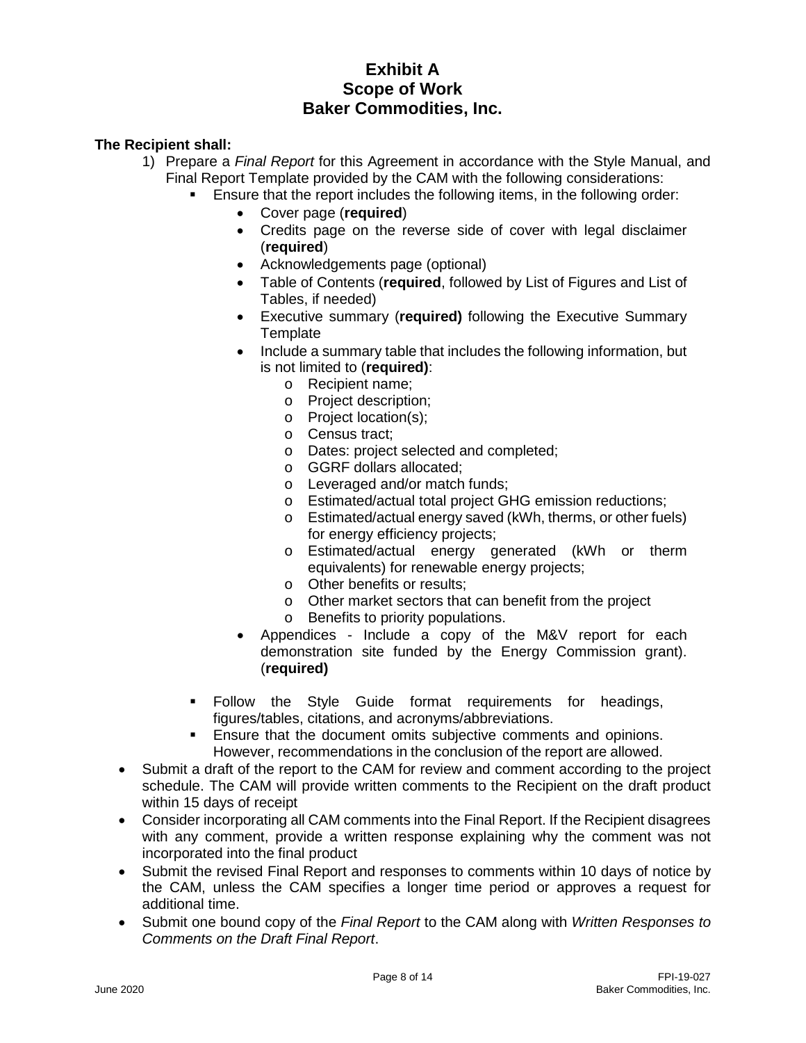# Exhibit A
# Scope of Work
# Baker Commodities, Inc.

**The Recipient shall:**

1) Prepare a *Final Report* for this Agreement in accordance with the Style Manual, and Final Report Template provided by the CAM with the following considerations:
   - Ensure that the report includes the following items, in the following order:
     - Cover page (**required**)
     - Credits page on the reverse side of cover with legal disclaimer (**required**)
     - Acknowledgements page (optional)
     - Table of Contents (**required**, followed by List of Figures and List of Tables, if needed)
     - Executive summary (**required)** following the Executive Summary Template
     - Include a summary table that includes the following information, but is not limited to (**required)**:
       - Recipient name;
       - Project description;
       - Project location(s);
       - Census tract;
       - Dates: project selected and completed;
       - GGRF dollars allocated;
       - Leveraged and/or match funds;
       - Estimated/actual total project GHG emission reductions;
       - Estimated/actual energy saved (kWh, therms, or other fuels) for energy efficiency projects;
       - Estimated/actual energy generated (kWh or therm equivalents) for renewable energy projects;
       - Other benefits or results;
       - Other market sectors that can benefit from the project
       - Benefits to priority populations.
     - Appendices - Include a copy of the M&V report for each demonstration site funded by the Energy Commission grant). (**required)**
   - Follow the Style Guide format requirements for headings, figures/tables, citations, and acronyms/abbreviations.
   - Ensure that the document omits subjective comments and opinions. However, recommendations in the conclusion of the report are allowed.

- Submit a draft of the report to the CAM for review and comment according to the project schedule. The CAM will provide written comments to the Recipient on the draft product within 15 days of receipt
- Consider incorporating all CAM comments into the Final Report. If the Recipient disagrees with any comment, provide a written response explaining why the comment was not incorporated into the final product
- Submit the revised Final Report and responses to comments within 10 days of notice by the CAM, unless the CAM specifies a longer time period or approves a request for additional time.
- Submit one bound copy of the *Final Report* to the CAM along with *Written Responses to Comments on the Draft Final Report*.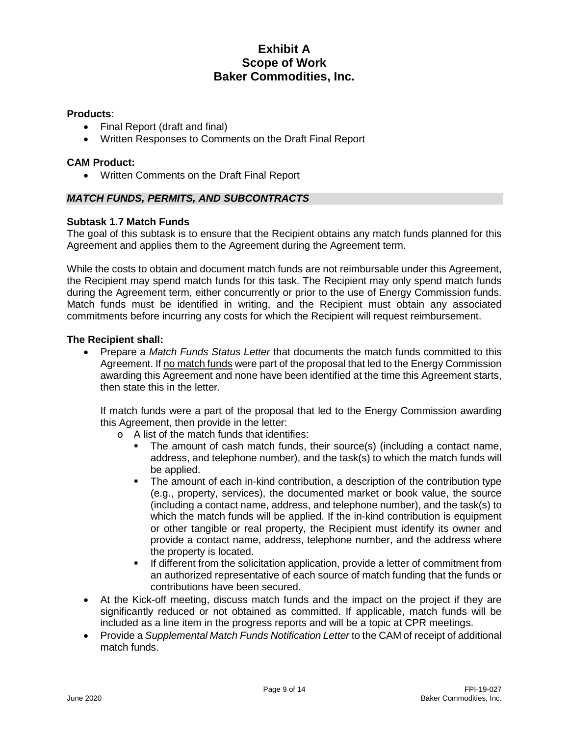**Products**:

- Final Report (draft and final)
- Written Responses to Comments on the Draft Final Report

**CAM Product:**

- Written Comments on the Draft Final Report

### *MATCH FUNDS, PERMITS, AND SUBCONTRACTS*

**Subtask 1.7 Match Funds**

The goal of this subtask is to ensure that the Recipient obtains any match funds planned for this Agreement and applies them to the Agreement during the Agreement term.

While the costs to obtain and document match funds are not reimbursable under this Agreement, the Recipient may spend match funds for this task. The Recipient may only spend match funds during the Agreement term, either concurrently or prior to the use of Energy Commission funds. Match funds must be identified in writing, and the Recipient must obtain any associated commitments before incurring any costs for which the Recipient will request reimbursement.

**The Recipient shall:**

- Prepare a *Match Funds Status Letter* that documents the match funds committed to this Agreement. If no match funds were part of the proposal that led to the Energy Commission awarding this Agreement and none have been identified at the time this Agreement starts, then state this in the letter.

  If match funds were a part of the proposal that led to the Energy Commission awarding this Agreement, then provide in the letter:
  - A list of the match funds that identifies:
    - The amount of cash match funds, their source(s) (including a contact name, address, and telephone number), and the task(s) to which the match funds will be applied.
    - The amount of each in-kind contribution, a description of the contribution type (e.g., property, services), the documented market or book value, the source (including a contact name, address, and telephone number), and the task(s) to which the match funds will be applied. If the in-kind contribution is equipment or other tangible or real property, the Recipient must identify its owner and provide a contact name, address, telephone number, and the address where the property is located.
    - If different from the solicitation application, provide a letter of commitment from an authorized representative of each source of match funding that the funds or contributions have been secured.
- At the Kick-off meeting, discuss match funds and the impact on the project if they are significantly reduced or not obtained as committed. If applicable, match funds will be included as a line item in the progress reports and will be a topic at CPR meetings.
- Provide a *Supplemental Match Funds Notification Letter* to the CAM of receipt of additional match funds.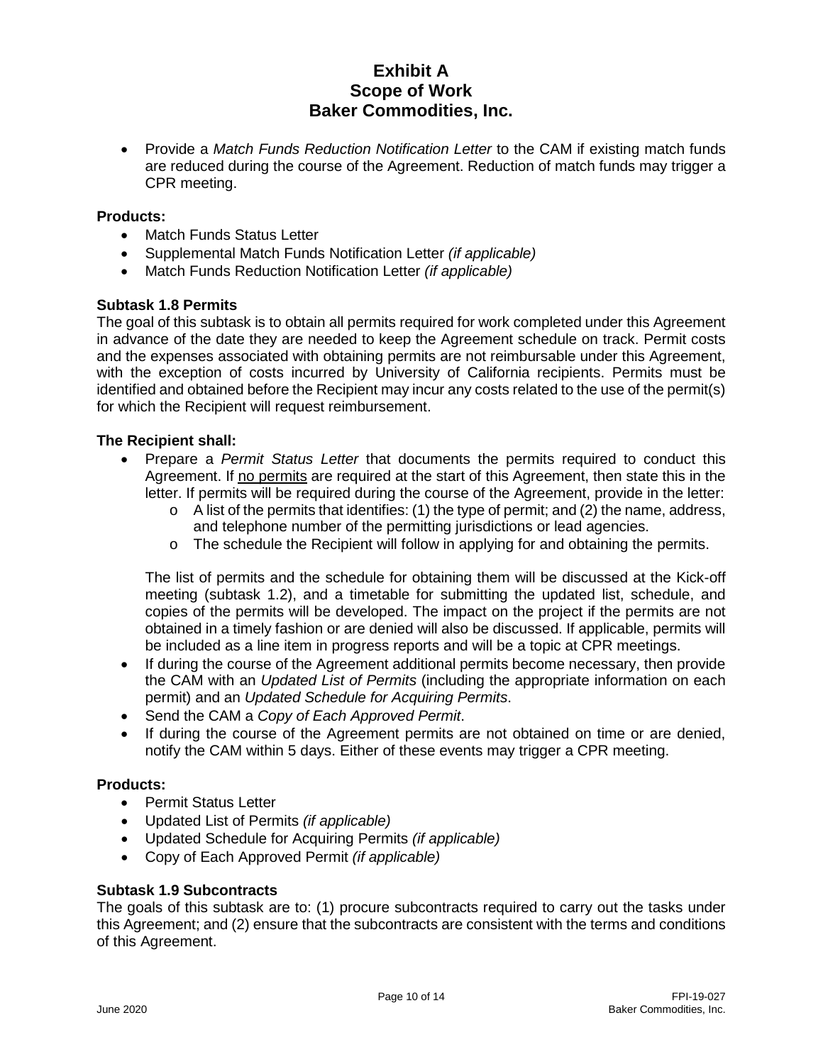- Provide a *Match Funds Reduction Notification Letter* to the CAM if existing match funds are reduced during the course of the Agreement. Reduction of match funds may trigger a CPR meeting.

**Products:**

- Match Funds Status Letter
- Supplemental Match Funds Notification Letter *(if applicable)*
- Match Funds Reduction Notification Letter *(if applicable)*

**Subtask 1.8 Permits**

The goal of this subtask is to obtain all permits required for work completed under this Agreement in advance of the date they are needed to keep the Agreement schedule on track. Permit costs and the expenses associated with obtaining permits are not reimbursable under this Agreement, with the exception of costs incurred by University of California recipients. Permits must be identified and obtained before the Recipient may incur any costs related to the use of the permit(s) for which the Recipient will request reimbursement.

**The Recipient shall:**

- Prepare a *Permit Status Letter* that documents the permits required to conduct this Agreement. If no permits are required at the start of this Agreement, then state this in the letter. If permits will be required during the course of the Agreement, provide in the letter:
    - A list of the permits that identifies: (1) the type of permit; and (2) the name, address, and telephone number of the permitting jurisdictions or lead agencies.
    - The schedule the Recipient will follow in applying for and obtaining the permits.

  The list of permits and the schedule for obtaining them will be discussed at the Kick-off meeting (subtask 1.2), and a timetable for submitting the updated list, schedule, and copies of the permits will be developed. The impact on the project if the permits are not obtained in a timely fashion or are denied will also be discussed. If applicable, permits will be included as a line item in progress reports and will be a topic at CPR meetings.
- If during the course of the Agreement additional permits become necessary, then provide the CAM with an *Updated List of Permits* (including the appropriate information on each permit) and an *Updated Schedule for Acquiring Permits*.
- Send the CAM a *Copy of Each Approved Permit*.
- If during the course of the Agreement permits are not obtained on time or are denied, notify the CAM within 5 days. Either of these events may trigger a CPR meeting.

**Products:**

- Permit Status Letter
- Updated List of Permits *(if applicable)*
- Updated Schedule for Acquiring Permits *(if applicable)*
- Copy of Each Approved Permit *(if applicable)*

**Subtask 1.9 Subcontracts**

The goals of this subtask are to: (1) procure subcontracts required to carry out the tasks under this Agreement; and (2) ensure that the subcontracts are consistent with the terms and conditions of this Agreement.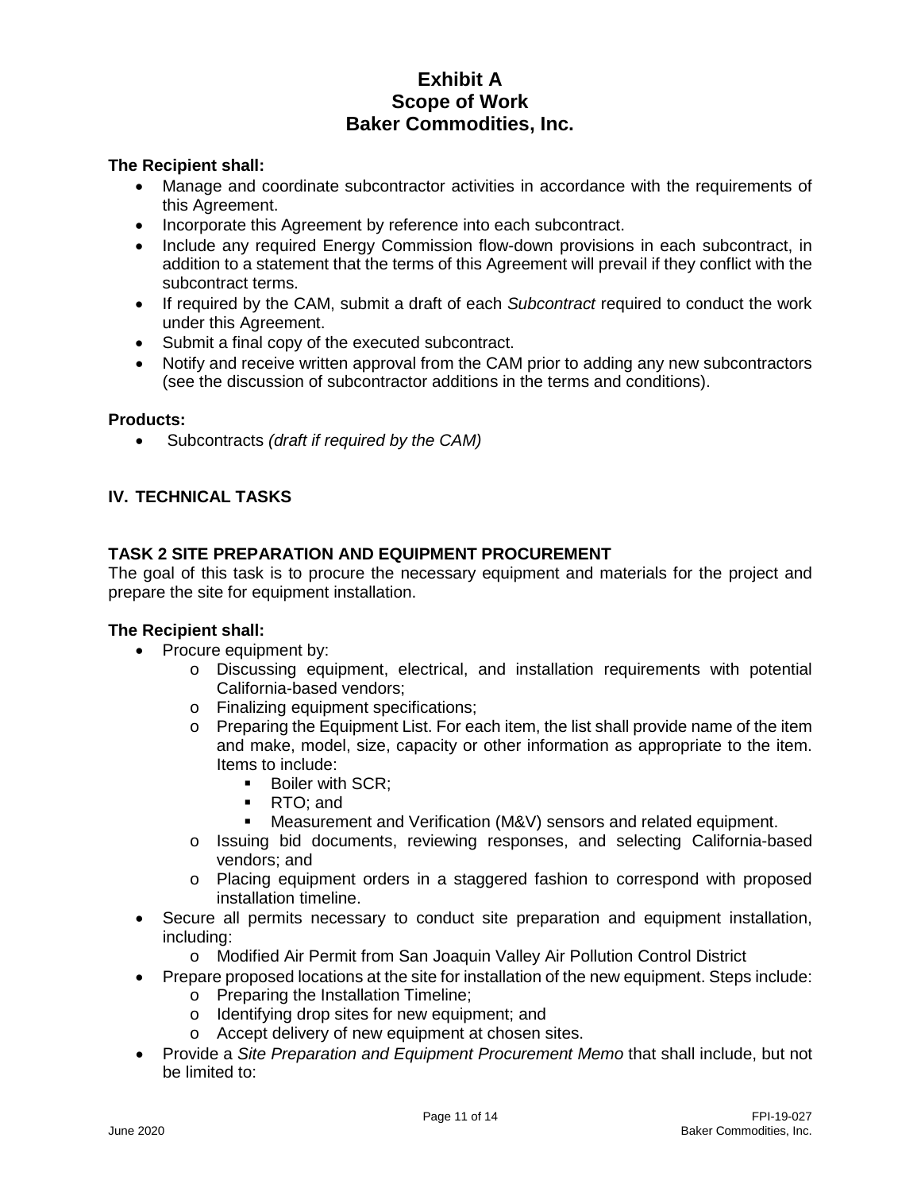# Exhibit A
# Scope of Work
# Baker Commodities, Inc.

**The Recipient shall:**

- Manage and coordinate subcontractor activities in accordance with the requirements of this Agreement.
- Incorporate this Agreement by reference into each subcontract.
- Include any required Energy Commission flow-down provisions in each subcontract, in addition to a statement that the terms of this Agreement will prevail if they conflict with the subcontract terms.
- If required by the CAM, submit a draft of each *Subcontract* required to conduct the work under this Agreement.
- Submit a final copy of the executed subcontract.
- Notify and receive written approval from the CAM prior to adding any new subcontractors (see the discussion of subcontractor additions in the terms and conditions).

**Products:**

- Subcontracts *(draft if required by the CAM)*

## IV. TECHNICAL TASKS

### TASK 2 SITE PREPARATION AND EQUIPMENT PROCUREMENT

The goal of this task is to procure the necessary equipment and materials for the project and prepare the site for equipment installation.

**The Recipient shall:**

- Procure equipment by:
  - Discussing equipment, electrical, and installation requirements with potential California-based vendors;
  - Finalizing equipment specifications;
  - Preparing the Equipment List. For each item, the list shall provide name of the item and make, model, size, capacity or other information as appropriate to the item. Items to include:
    - Boiler with SCR;
    - RTO; and
    - Measurement and Verification (M&V) sensors and related equipment.
  - Issuing bid documents, reviewing responses, and selecting California-based vendors; and
  - Placing equipment orders in a staggered fashion to correspond with proposed installation timeline.
- Secure all permits necessary to conduct site preparation and equipment installation, including:
  - Modified Air Permit from San Joaquin Valley Air Pollution Control District
- Prepare proposed locations at the site for installation of the new equipment. Steps include:
  - Preparing the Installation Timeline;
  - Identifying drop sites for new equipment; and
  - Accept delivery of new equipment at chosen sites.
- Provide a *Site Preparation and Equipment Procurement Memo* that shall include, but not be limited to: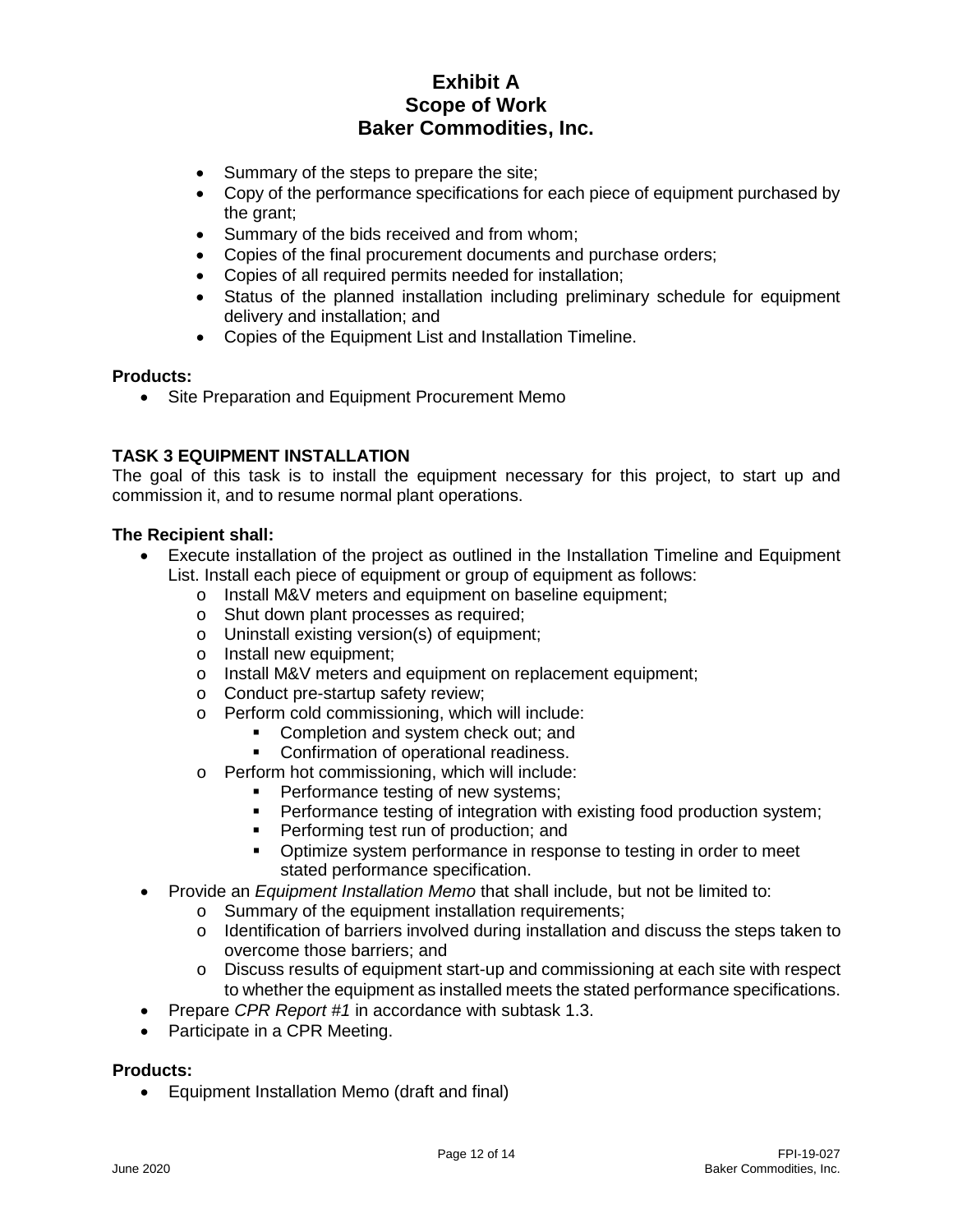- Summary of the steps to prepare the site;
- Copy of the performance specifications for each piece of equipment purchased by the grant;
- Summary of the bids received and from whom;
- Copies of the final procurement documents and purchase orders;
- Copies of all required permits needed for installation;
- Status of the planned installation including preliminary schedule for equipment delivery and installation; and
- Copies of the Equipment List and Installation Timeline.

**Products:**

- Site Preparation and Equipment Procurement Memo

## TASK 3 EQUIPMENT INSTALLATION

The goal of this task is to install the equipment necessary for this project, to start up and commission it, and to resume normal plant operations.

**The Recipient shall:**

- Execute installation of the project as outlined in the Installation Timeline and Equipment List. Install each piece of equipment or group of equipment as follows:
  - Install M&V meters and equipment on baseline equipment;
  - Shut down plant processes as required;
  - Uninstall existing version(s) of equipment;
  - Install new equipment;
  - Install M&V meters and equipment on replacement equipment;
  - Conduct pre-startup safety review;
  - Perform cold commissioning, which will include:
    - Completion and system check out; and
    - Confirmation of operational readiness.
  - Perform hot commissioning, which will include:
    - Performance testing of new systems;
    - Performance testing of integration with existing food production system;
    - Performing test run of production; and
    - Optimize system performance in response to testing in order to meet stated performance specification.
- Provide an *Equipment Installation Memo* that shall include, but not be limited to:
  - Summary of the equipment installation requirements;
  - Identification of barriers involved during installation and discuss the steps taken to overcome those barriers; and
  - Discuss results of equipment start-up and commissioning at each site with respect to whether the equipment as installed meets the stated performance specifications.
- Prepare *CPR Report #1* in accordance with subtask 1.3.
- Participate in a CPR Meeting.

**Products:**

- Equipment Installation Memo (draft and final)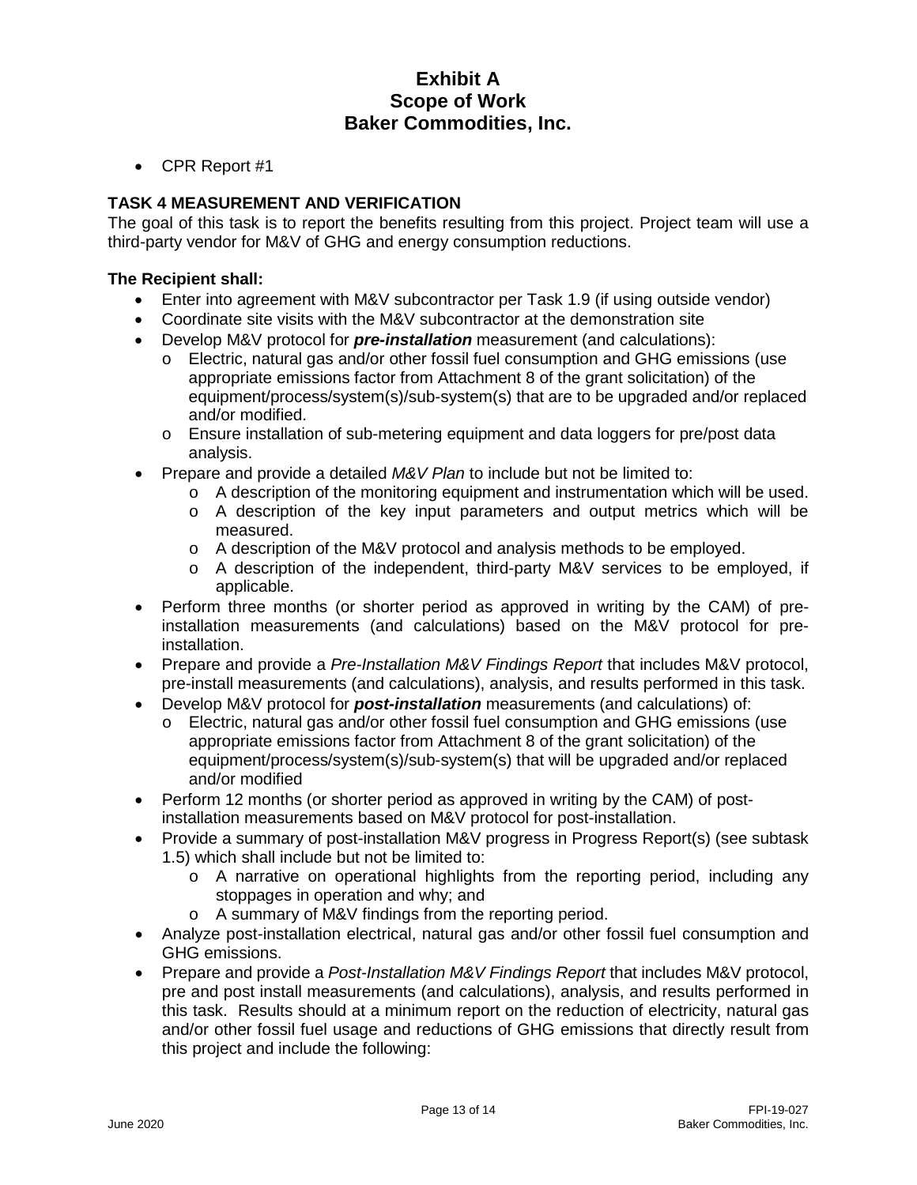- CPR Report #1

### TASK 4 MEASUREMENT AND VERIFICATION

The goal of this task is to report the benefits resulting from this project. Project team will use a third-party vendor for M&V of GHG and energy consumption reductions.

**The Recipient shall:**

- Enter into agreement with M&V subcontractor per Task 1.9 (if using outside vendor)
- Coordinate site visits with the M&V subcontractor at the demonstration site
- Develop M&V protocol for ***pre-installation*** measurement (and calculations):
  - o Electric, natural gas and/or other fossil fuel consumption and GHG emissions (use appropriate emissions factor from Attachment 8 of the grant solicitation) of the equipment/process/system(s)/sub-system(s) that are to be upgraded and/or replaced and/or modified.
  - o Ensure installation of sub-metering equipment and data loggers for pre/post data analysis.
- Prepare and provide a detailed *M&V Plan* to include but not be limited to:
  - o A description of the monitoring equipment and instrumentation which will be used.
  - o A description of the key input parameters and output metrics which will be measured.
  - o A description of the M&V protocol and analysis methods to be employed.
  - o A description of the independent, third-party M&V services to be employed, if applicable.
- Perform three months (or shorter period as approved in writing by the CAM) of pre-installation measurements (and calculations) based on the M&V protocol for pre-installation.
- Prepare and provide a *Pre-Installation M&V Findings Report* that includes M&V protocol, pre-install measurements (and calculations), analysis, and results performed in this task.
- Develop M&V protocol for ***post-installation*** measurements (and calculations) of:
  - o Electric, natural gas and/or other fossil fuel consumption and GHG emissions (use appropriate emissions factor from Attachment 8 of the grant solicitation) of the equipment/process/system(s)/sub-system(s) that will be upgraded and/or replaced and/or modified
- Perform 12 months (or shorter period as approved in writing by the CAM) of post-installation measurements based on M&V protocol for post-installation.
- Provide a summary of post-installation M&V progress in Progress Report(s) (see subtask 1.5) which shall include but not be limited to:
  - o A narrative on operational highlights from the reporting period, including any stoppages in operation and why; and
  - o A summary of M&V findings from the reporting period.
- Analyze post-installation electrical, natural gas and/or other fossil fuel consumption and GHG emissions.
- Prepare and provide a *Post-Installation M&V Findings Report* that includes M&V protocol, pre and post install measurements (and calculations), analysis, and results performed in this task. Results should at a minimum report on the reduction of electricity, natural gas and/or other fossil fuel usage and reductions of GHG emissions that directly result from this project and include the following: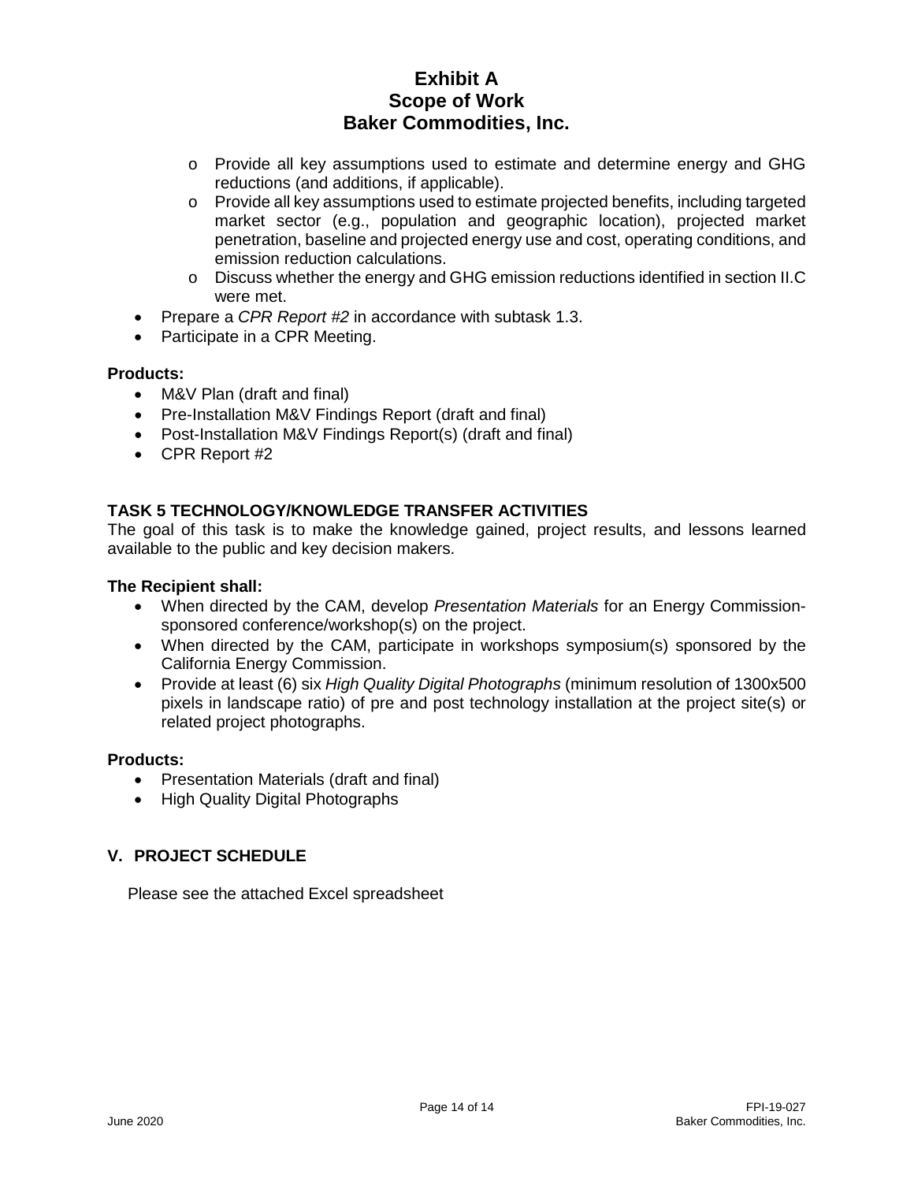- Provide all key assumptions used to estimate and determine energy and GHG reductions (and additions, if applicable).
- Provide all key assumptions used to estimate projected benefits, including targeted market sector (e.g., population and geographic location), projected market penetration, baseline and projected energy use and cost, operating conditions, and emission reduction calculations.
- Discuss whether the energy and GHG emission reductions identified in section II.C were met.

- Prepare a *CPR Report #2* in accordance with subtask 1.3.
- Participate in a CPR Meeting.

**Products:**

- M&V Plan (draft and final)
- Pre-Installation M&V Findings Report (draft and final)
- Post-Installation M&V Findings Report(s) (draft and final)
- CPR Report #2

### TASK 5 TECHNOLOGY/KNOWLEDGE TRANSFER ACTIVITIES

The goal of this task is to make the knowledge gained, project results, and lessons learned available to the public and key decision makers.

**The Recipient shall:**

- When directed by the CAM, develop *Presentation Materials* for an Energy Commission-sponsored conference/workshop(s) on the project.
- When directed by the CAM, participate in workshops symposium(s) sponsored by the California Energy Commission.
- Provide at least (6) six *High Quality Digital Photographs* (minimum resolution of 1300x500 pixels in landscape ratio) of pre and post technology installation at the project site(s) or related project photographs.

**Products:**

- Presentation Materials (draft and final)
- High Quality Digital Photographs

## V. PROJECT SCHEDULE

Please see the attached Excel spreadsheet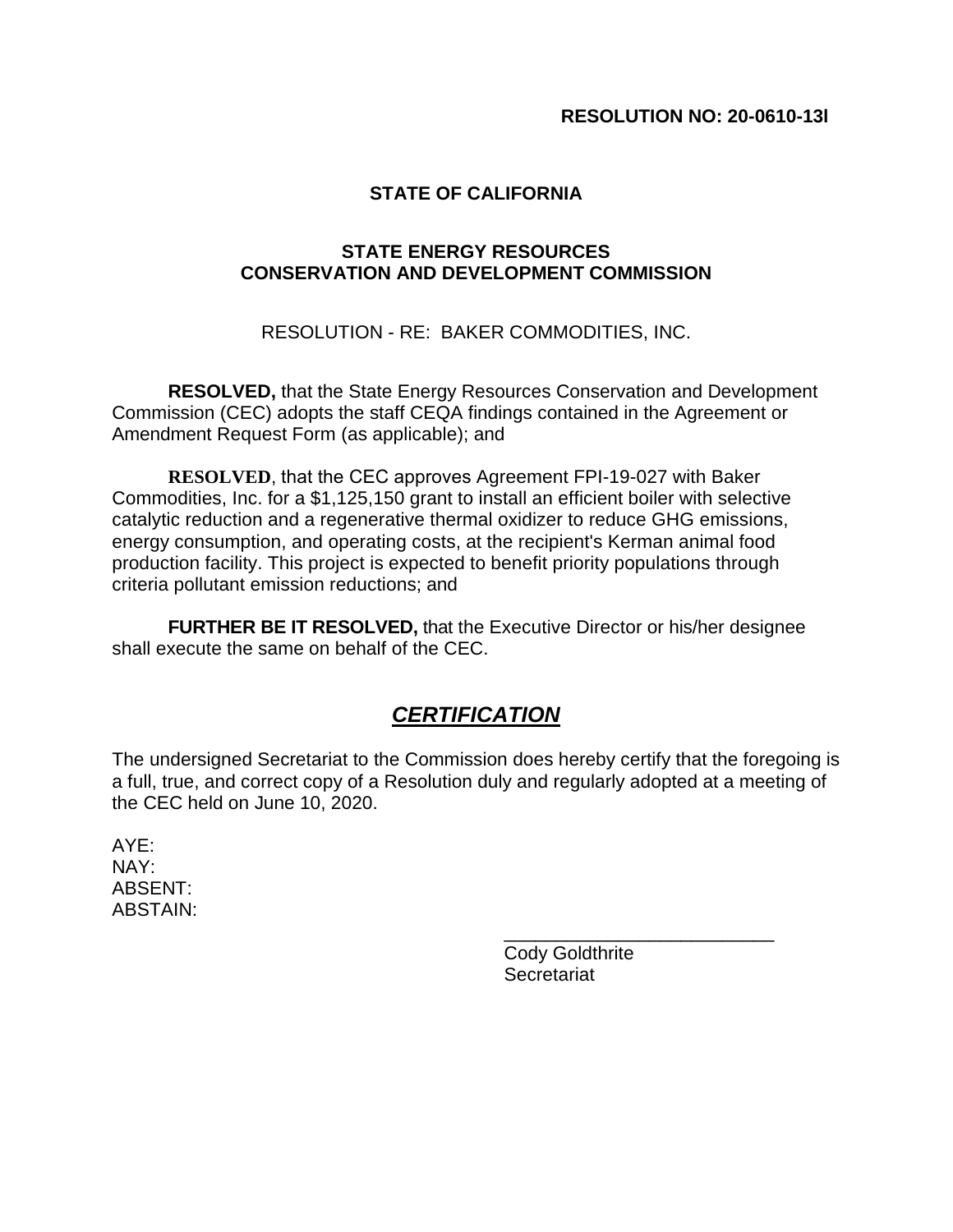**RESOLUTION NO: 20-0610-13l**

**STATE OF CALIFORNIA**

**STATE ENERGY RESOURCES**
**CONSERVATION AND DEVELOPMENT COMMISSION**

RESOLUTION - RE: BAKER COMMODITIES, INC.

**RESOLVED,** that the State Energy Resources Conservation and Development Commission (CEC) adopts the staff CEQA findings contained in the Agreement or Amendment Request Form (as applicable); and

**RESOLVED**, that the CEC approves Agreement FPI-19-027 with Baker Commodities, Inc. for a $1,125,150 grant to install an efficient boiler with selective catalytic reduction and a regenerative thermal oxidizer to reduce GHG emissions, energy consumption, and operating costs, at the recipient's Kerman animal food production facility. This project is expected to benefit priority populations through criteria pollutant emission reductions; and

**FURTHER BE IT RESOLVED,** that the Executive Director or his/her designee shall execute the same on behalf of the CEC.

## ***CERTIFICATION***

The undersigned Secretariat to the Commission does hereby certify that the foregoing is a full, true, and correct copy of a Resolution duly and regularly adopted at a meeting of the CEC held on June 10, 2020.

AYE:
NAY:
ABSENT:
ABSTAIN:

\_\_\_\_\_\_\_\_\_\_\_\_\_\_\_\_\_\_\_\_\_\_\_\_\_\_
Cody Goldthrite
Secretariat